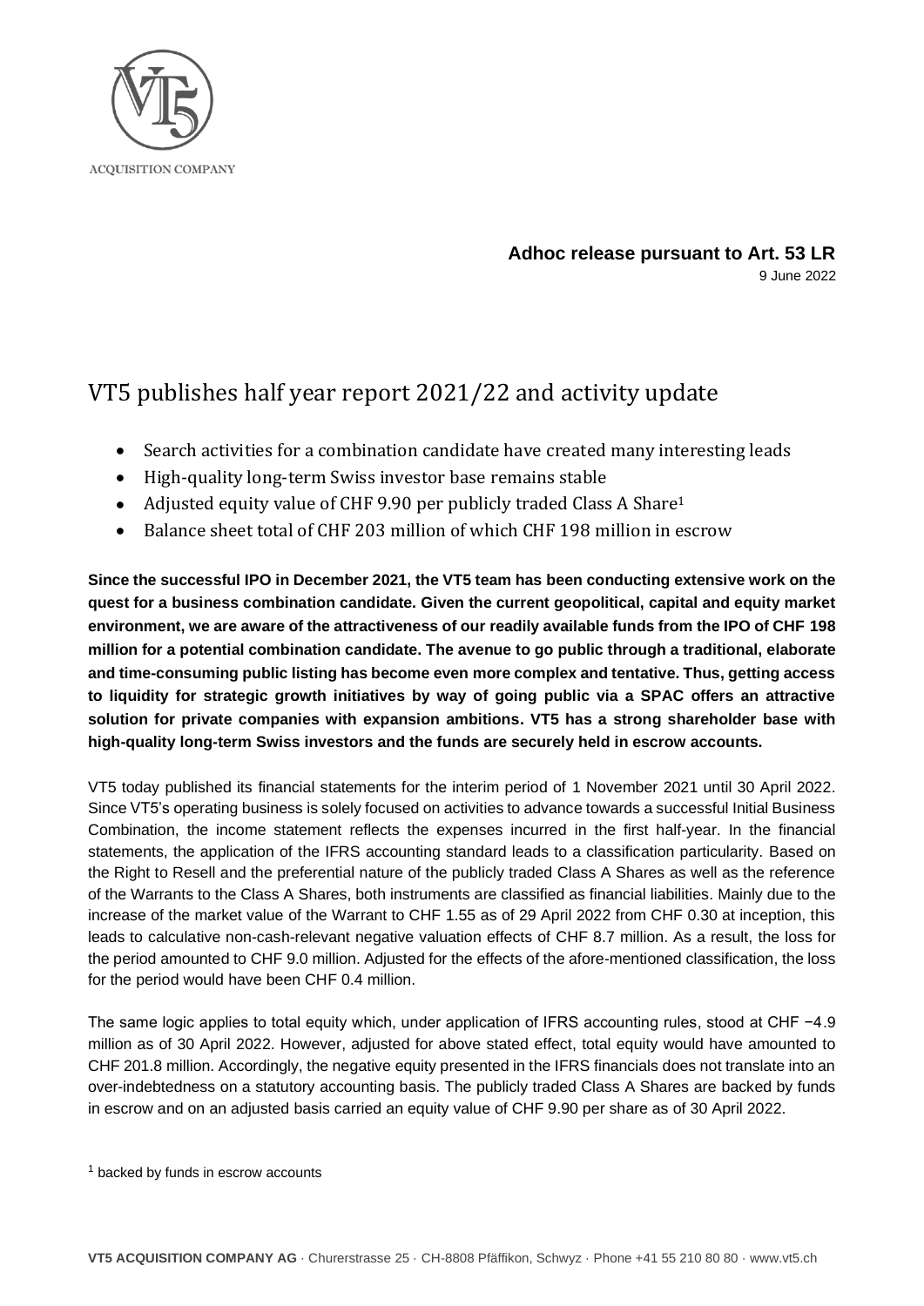ACQUISITION COMPANY

**Adhoc release pursuant to Art. 53 LR**

9 June 2022

# VT5 publishes half year report 2021/22 and activity update

- Search activities for a combination candidate have created many interesting leads
- High-quality long-term Swiss investor base remains stable
- Adjusted equity value of CHF 9.90 per publicly traded Class A Share[1]
- Balance sheet total of CHF 203 million of which CHF 198 million in escrow

**Since the successful IPO in December 2021, the VT5 team has been conducting extensive work on the quest for a business combination candidate. Given the current geopolitical, capital and equity market environment, we are aware of the attractiveness of our readily available funds from the IPO of CHF 198 million for a potential combination candidate. The avenue to go public through a traditional, elaborate and time-consuming public listing has become even more complex and tentative. Thus, getting access to liquidity for strategic growth initiatives by way of going public via a SPAC offers an attractive solution for private companies with expansion ambitions. VT5 has a strong shareholder base with high-quality long-term Swiss investors and the funds are securely held in escrow accounts.**

VT5 today published its financial statements for the interim period of 1 November 2021 until 30 April 2022. Since VT5's operating business is solely focused on activities to advance towards a successful Initial Business Combination, the income statement reflects the expenses incurred in the first half-year. In the financial statements, the application of the IFRS accounting standard leads to a classification particularity. Based on the Right to Resell and the preferential nature of the publicly traded Class A Shares as well as the reference of the Warrants to the Class A Shares, both instruments are classified as financial liabilities. Mainly due to the increase of the market value of the Warrant to CHF 1.55 as of 29 April 2022 from CHF 0.30 at inception, this leads to calculative non-cash-relevant negative valuation effects of CHF 8.7 million. As a result, the loss for the period amounted to CHF 9.0 million. Adjusted for the effects of the afore-mentioned classification, the loss for the period would have been CHF 0.4 million.

The same logic applies to total equity which, under application of IFRS accounting rules, stood at CHF −4.9 million as of 30 April 2022. However, adjusted for above stated effect, total equity would have amounted to CHF 201.8 million. Accordingly, the negative equity presented in the IFRS financials does not translate into an over-indebtedness on a statutory accounting basis. The publicly traded Class A Shares are backed by funds in escrow and on an adjusted basis carried an equity value of CHF 9.90 per share as of 30 April 2022.

[1] backed by funds in escrow accounts

**VT5 ACQUISITION COMPANY AG** · Churerstrasse 25 · CH-8808 Pfäffikon, Schwyz · Phone +41 55 210 80 80 · www.vt5.ch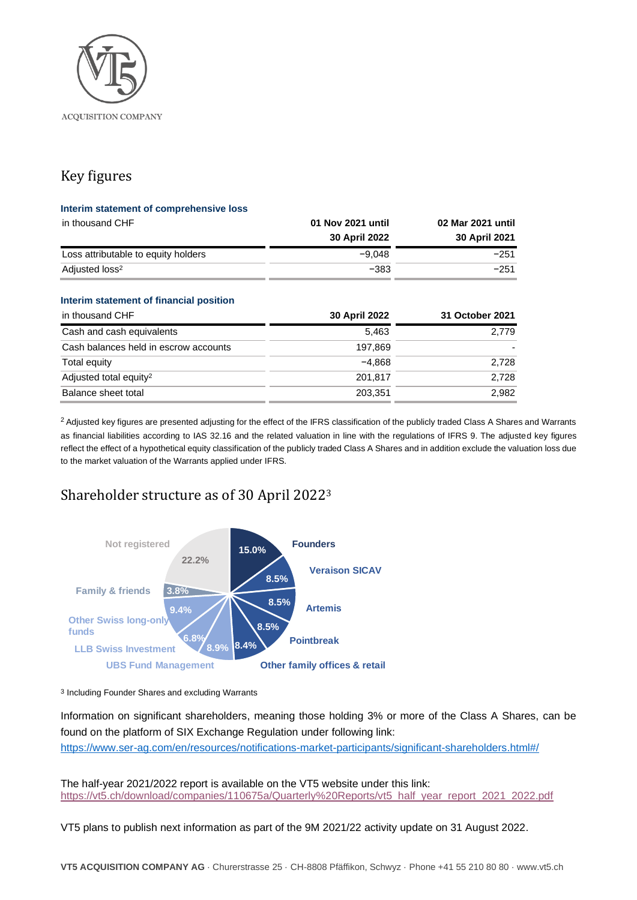ACQUISITION COMPANY

## Key figures

### Interim statement of comprehensive loss

| in thousand CHF | 01 Nov 2021 until 30 April 2022 | 02 Mar 2021 until 30 April 2021 |
|---|---|---|
| Loss attributable to equity holders | −9,048 | −251 |
| Adjusted loss[2] | −383 | −251 |

### Interim statement of financial position

| in thousand CHF | 30 April 2022 | 31 October 2021 |
|---|---|---|
| Cash and cash equivalents | 5,463 | 2,779 |
| Cash balances held in escrow accounts | 197,869 | - |
| Total equity | −4,868 | 2,728 |
| Adjusted total equity[2] | 201,817 | 2,728 |
| Balance sheet total | 203,351 | 2,982 |

[2] Adjusted key figures are presented adjusting for the effect of the IFRS classification of the publicly traded Class A Shares and Warrants as financial liabilities according to IAS 32.16 and the related valuation in line with the regulations of IFRS 9. The adjusted key figures reflect the effect of a hypothetical equity classification of the publicly traded Class A Shares and in addition exclude the valuation loss due to the market valuation of the Warrants applied under IFRS.

## Shareholder structure as of 30 April 2022[3]

Founders 15.0%
Veraison SICAV 8.5%
Artemis 8.5%
Pointbreak 8.5%
Other family offices & retail 8.4%
UBS Fund Management 8.9%
LLB Swiss Investment 6.8%
Other Swiss long-only funds 9.4%
Family & friends 3.8%
Not registered 22.2%

[3] Including Founder Shares and excluding Warrants

Information on significant shareholders, meaning those holding 3% or more of the Class A Shares, can be found on the platform of SIX Exchange Regulation under following link:
https://www.ser-ag.com/en/resources/notifications-market-participants/significant-shareholders.html#/

The half-year 2021/2022 report is available on the VT5 website under this link:
https://vt5.ch/download/companies/110675a/Quarterly%20Reports/vt5_half_year_report_2021_2022.pdf

VT5 plans to publish next information as part of the 9M 2021/22 activity update on 31 August 2022.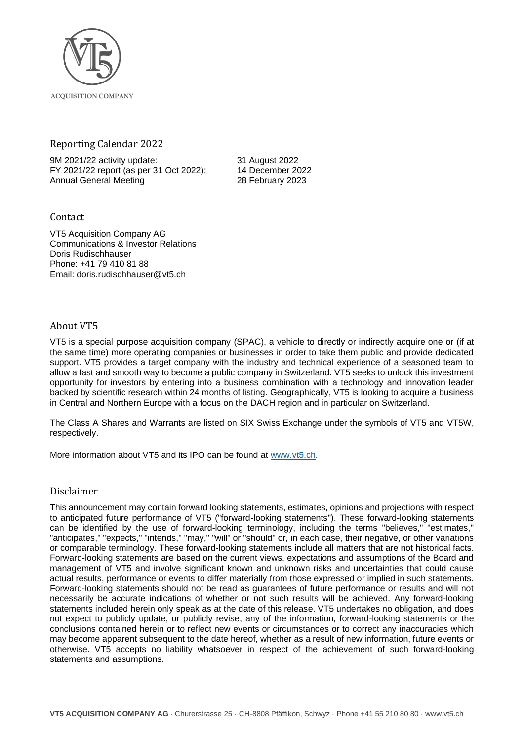ACQUISITION COMPANY

## Reporting Calendar 2022

| | |
|---|---|
| 9M 2021/22 activity update: | 31 August 2022 |
| FY 2021/22 report (as per 31 Oct 2022): | 14 December 2022 |
| Annual General Meeting | 28 February 2023 |

## Contact

VT5 Acquisition Company AG
Communications & Investor Relations
Doris Rudischhauser
Phone: +41 79 410 81 88
Email: doris.rudischhauser@vt5.ch

## About VT5

VT5 is a special purpose acquisition company (SPAC), a vehicle to directly or indirectly acquire one or (if at the same time) more operating companies or businesses in order to take them public and provide dedicated support. VT5 provides a target company with the industry and technical experience of a seasoned team to allow a fast and smooth way to become a public company in Switzerland. VT5 seeks to unlock this investment opportunity for investors by entering into a business combination with a technology and innovation leader backed by scientific research within 24 months of listing. Geographically, VT5 is looking to acquire a business in Central and Northern Europe with a focus on the DACH region and in particular on Switzerland.

The Class A Shares and Warrants are listed on SIX Swiss Exchange under the symbols of VT5 and VT5W, respectively.

More information about VT5 and its IPO can be found at [www.vt5.ch](http://www.vt5.ch).

## Disclaimer

This announcement may contain forward looking statements, estimates, opinions and projections with respect to anticipated future performance of VT5 ("forward-looking statements"). These forward-looking statements can be identified by the use of forward-looking terminology, including the terms "believes," "estimates," "anticipates," "expects," "intends," "may," "will" or "should" or, in each case, their negative, or other variations or comparable terminology. These forward-looking statements include all matters that are not historical facts. Forward-looking statements are based on the current views, expectations and assumptions of the Board and management of VT5 and involve significant known and unknown risks and uncertainties that could cause actual results, performance or events to differ materially from those expressed or implied in such statements. Forward-looking statements should not be read as guarantees of future performance or results and will not necessarily be accurate indications of whether or not such results will be achieved. Any forward-looking statements included herein only speak as at the date of this release. VT5 undertakes no obligation, and does not expect to publicly update, or publicly revise, any of the information, forward-looking statements or the conclusions contained herein or to reflect new events or circumstances or to correct any inaccuracies which may become apparent subsequent to the date hereof, whether as a result of new information, future events or otherwise. VT5 accepts no liability whatsoever in respect of the achievement of such forward-looking statements and assumptions.

**VT5 ACQUISITION COMPANY AG** · Churerstrasse 25 · CH-8808 Pfäffikon, Schwyz · Phone +41 55 210 80 80 · www.vt5.ch